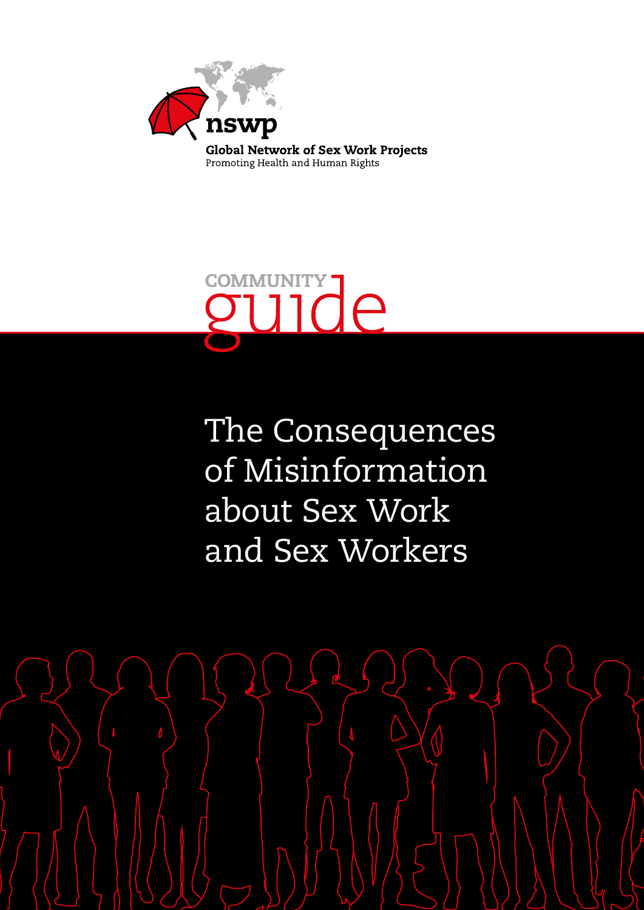nswp

Global Network of Sex Work Projects

Promoting Health and Human Rights

COMMUNITY guide

# The Consequences of Misinformation about Sex Work and Sex Workers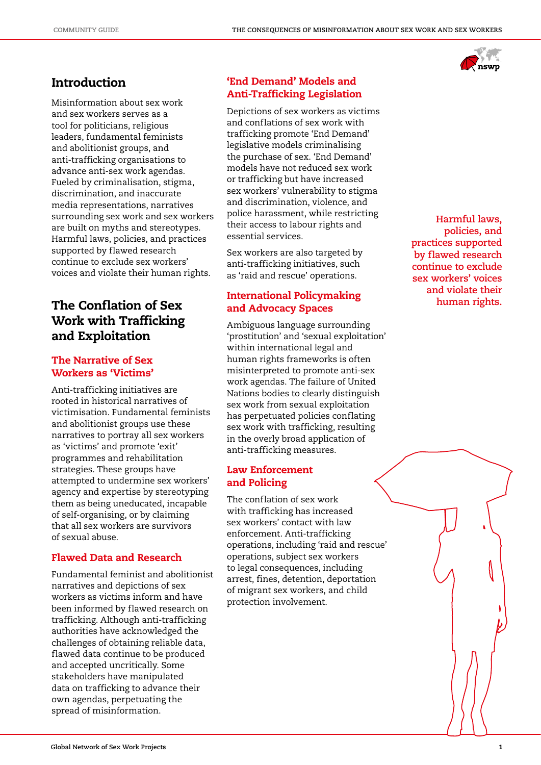## Introduction

Misinformation about sex work and sex workers serves as a tool for politicians, religious leaders, fundamental feminists and abolitionist groups, and anti-trafficking organisations to advance anti-sex work agendas. Fueled by criminalisation, stigma, discrimination, and inaccurate media representations, narratives surrounding sex work and sex workers are built on myths and stereotypes. Harmful laws, policies, and practices supported by flawed research continue to exclude sex workers' voices and violate their human rights.

## The Conflation of Sex Work with Trafficking and Exploitation

### The Narrative of Sex Workers as 'Victims'

Anti-trafficking initiatives are rooted in historical narratives of victimisation. Fundamental feminists and abolitionist groups use these narratives to portray all sex workers as 'victims' and promote 'exit' programmes and rehabilitation strategies. These groups have attempted to undermine sex workers' agency and expertise by stereotyping them as being uneducated, incapable of self-organising, or by claiming that all sex workers are survivors of sexual abuse.

### Flawed Data and Research

Fundamental feminist and abolitionist narratives and depictions of sex workers as victims inform and have been informed by flawed research on trafficking. Although anti-trafficking authorities have acknowledged the challenges of obtaining reliable data, flawed data continue to be produced and accepted uncritically. Some stakeholders have manipulated data on trafficking to advance their own agendas, perpetuating the spread of misinformation.

### 'End Demand' Models and Anti-Trafficking Legislation

Depictions of sex workers as victims and conflations of sex work with trafficking promote 'End Demand' legislative models criminalising the purchase of sex. 'End Demand' models have not reduced sex work or trafficking but have increased sex workers' vulnerability to stigma and discrimination, violence, and police harassment, while restricting their access to labour rights and essential services.

Sex workers are also targeted by anti-trafficking initiatives, such as 'raid and rescue' operations.

### International Policymaking and Advocacy Spaces

Ambiguous language surrounding 'prostitution' and 'sexual exploitation' within international legal and human rights frameworks is often misinterpreted to promote anti-sex work agendas. The failure of United Nations bodies to clearly distinguish sex work from sexual exploitation has perpetuated policies conflating sex work with trafficking, resulting in the overly broad application of anti-trafficking measures.

### Law Enforcement and Policing

The conflation of sex work with trafficking has increased sex workers' contact with law enforcement. Anti-trafficking operations, including 'raid and rescue' operations, subject sex workers to legal consequences, including arrest, fines, detention, deportation of migrant sex workers, and child protection involvement.

**Harmful laws, policies, and practices supported by flawed research continue to exclude sex workers' voices and violate their human rights.**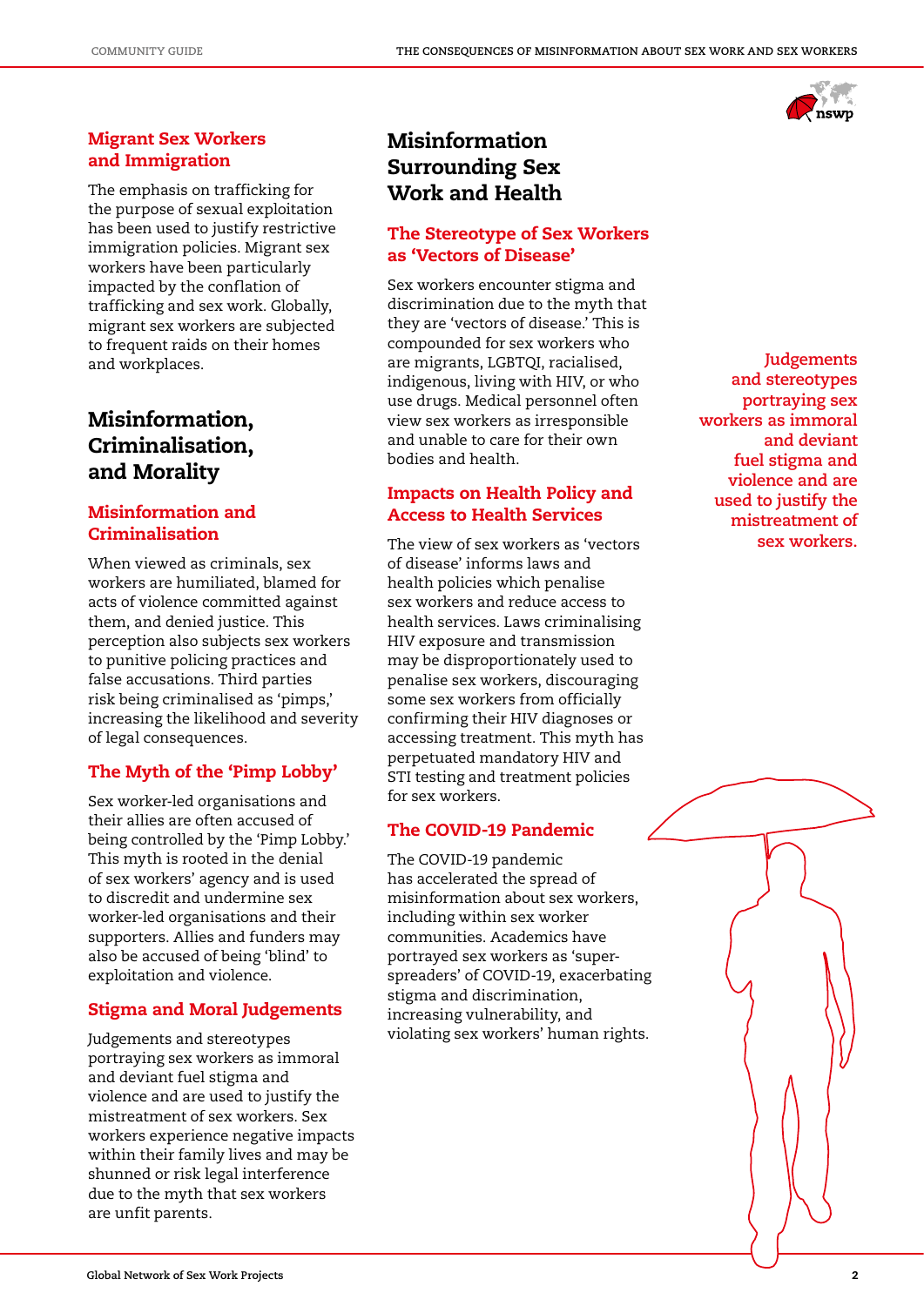### Migrant Sex Workers and Immigration

The emphasis on trafficking for the purpose of sexual exploitation has been used to justify restrictive immigration policies. Migrant sex workers have been particularly impacted by the conflation of trafficking and sex work. Globally, migrant sex workers are subjected to frequent raids on their homes and workplaces.

## Misinformation, Criminalisation, and Morality

### Misinformation and Criminalisation

When viewed as criminals, sex workers are humiliated, blamed for acts of violence committed against them, and denied justice. This perception also subjects sex workers to punitive policing practices and false accusations. Third parties risk being criminalised as 'pimps,' increasing the likelihood and severity of legal consequences.

### The Myth of the 'Pimp Lobby'

Sex worker-led organisations and their allies are often accused of being controlled by the 'Pimp Lobby.' This myth is rooted in the denial of sex workers' agency and is used to discredit and undermine sex worker-led organisations and their supporters. Allies and funders may also be accused of being 'blind' to exploitation and violence.

### Stigma and Moral Judgements

Judgements and stereotypes portraying sex workers as immoral and deviant fuel stigma and violence and are used to justify the mistreatment of sex workers. Sex workers experience negative impacts within their family lives and may be shunned or risk legal interference due to the myth that sex workers are unfit parents.

## Misinformation Surrounding Sex Work and Health

### The Stereotype of Sex Workers as 'Vectors of Disease'

Sex workers encounter stigma and discrimination due to the myth that they are 'vectors of disease.' This is compounded for sex workers who are migrants, LGBTQI, racialised, indigenous, living with HIV, or who use drugs. Medical personnel often view sex workers as irresponsible and unable to care for their own bodies and health.

### Impacts on Health Policy and Access to Health Services

The view of sex workers as 'vectors of disease' informs laws and health policies which penalise sex workers and reduce access to health services. Laws criminalising HIV exposure and transmission may be disproportionately used to penalise sex workers, discouraging some sex workers from officially confirming their HIV diagnoses or accessing treatment. This myth has perpetuated mandatory HIV and STI testing and treatment policies for sex workers.

### The COVID-19 Pandemic

The COVID-19 pandemic has accelerated the spread of misinformation about sex workers, including within sex worker communities. Academics have portrayed sex workers as 'super-spreaders' of COVID-19, exacerbating stigma and discrimination, increasing vulnerability, and violating sex workers' human rights.

> Judgements and stereotypes portraying sex workers as immoral and deviant fuel stigma and violence and are used to justify the mistreatment of sex workers.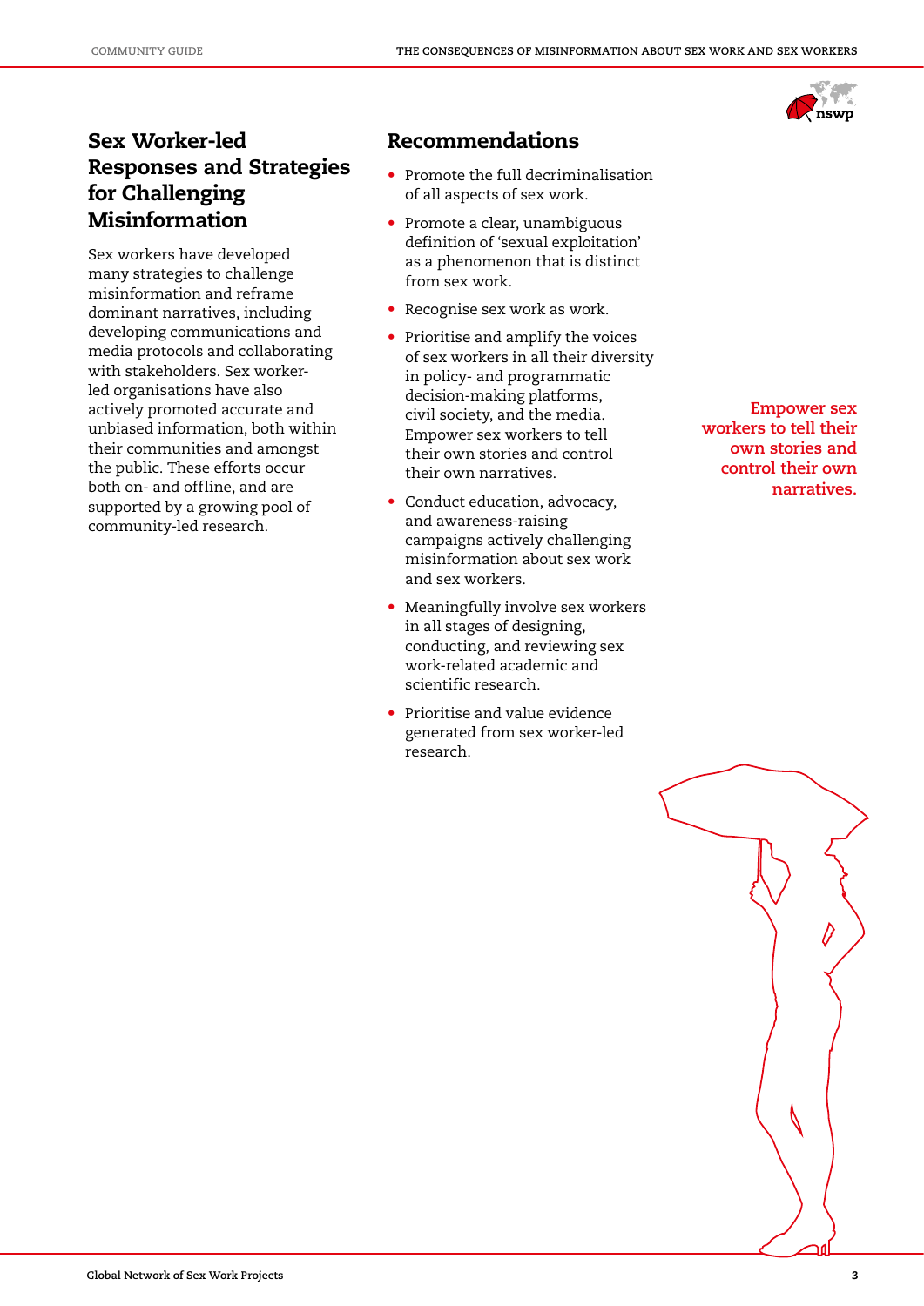## Sex Worker-led Responses and Strategies for Challenging Misinformation

Sex workers have developed many strategies to challenge misinformation and reframe dominant narratives, including developing communications and media protocols and collaborating with stakeholders. Sex worker-led organisations have also actively promoted accurate and unbiased information, both within their communities and amongst the public. These efforts occur both on- and offline, and are supported by a growing pool of community-led research.

## Recommendations

- Promote the full decriminalisation of all aspects of sex work.
- Promote a clear, unambiguous definition of 'sexual exploitation' as a phenomenon that is distinct from sex work.
- Recognise sex work as work.
- Prioritise and amplify the voices of sex workers in all their diversity in policy- and programmatic decision-making platforms, civil society, and the media. Empower sex workers to tell their own stories and control their own narratives.
- Conduct education, advocacy, and awareness-raising campaigns actively challenging misinformation about sex work and sex workers.
- Meaningfully involve sex workers in all stages of designing, conducting, and reviewing sex work-related academic and scientific research.
- Prioritise and value evidence generated from sex worker-led research.

**Empower sex workers to tell their own stories and control their own narratives.**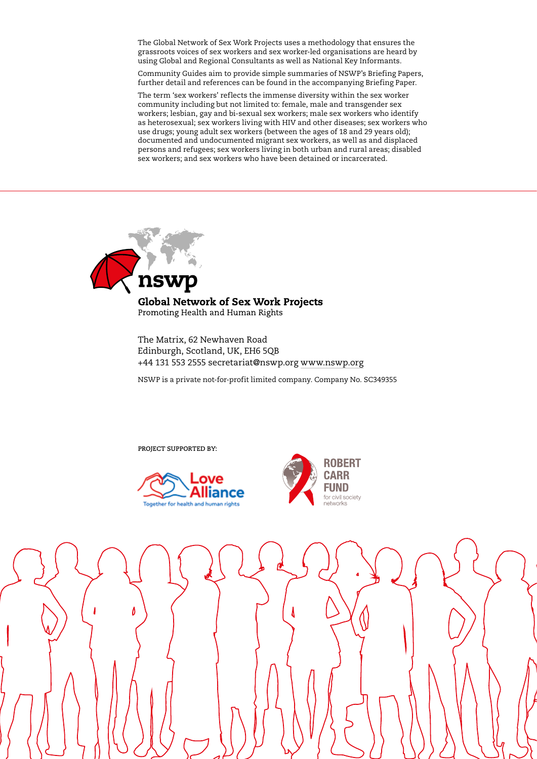The Global Network of Sex Work Projects uses a methodology that ensures the grassroots voices of sex workers and sex worker-led organisations are heard by using Global and Regional Consultants as well as National Key Informants.

Community Guides aim to provide simple summaries of NSWP's Briefing Papers, further detail and references can be found in the accompanying Briefing Paper.

The term 'sex workers' reflects the immense diversity within the sex worker community including but not limited to: female, male and transgender sex workers; lesbian, gay and bi-sexual sex workers; male sex workers who identify as heterosexual; sex workers living with HIV and other diseases; sex workers who use drugs; young adult sex workers (between the ages of 18 and 29 years old); documented and undocumented migrant sex workers, as well as and displaced persons and refugees; sex workers living in both urban and rural areas; disabled sex workers; and sex workers who have been detained or incarcerated.

nswp

**Global Network of Sex Work Projects**
Promoting Health and Human Rights

The Matrix, 62 Newhaven Road
Edinburgh, Scotland, UK, EH6 5QB
+44 131 553 2555 secretariat@nswp.org www.nswp.org

NSWP is a private not-for-profit limited company. Company No. SC349355

**PROJECT SUPPORTED BY:**

Love Alliance
Together for health and human rights

ROBERT CARR FUND
for civil society networks